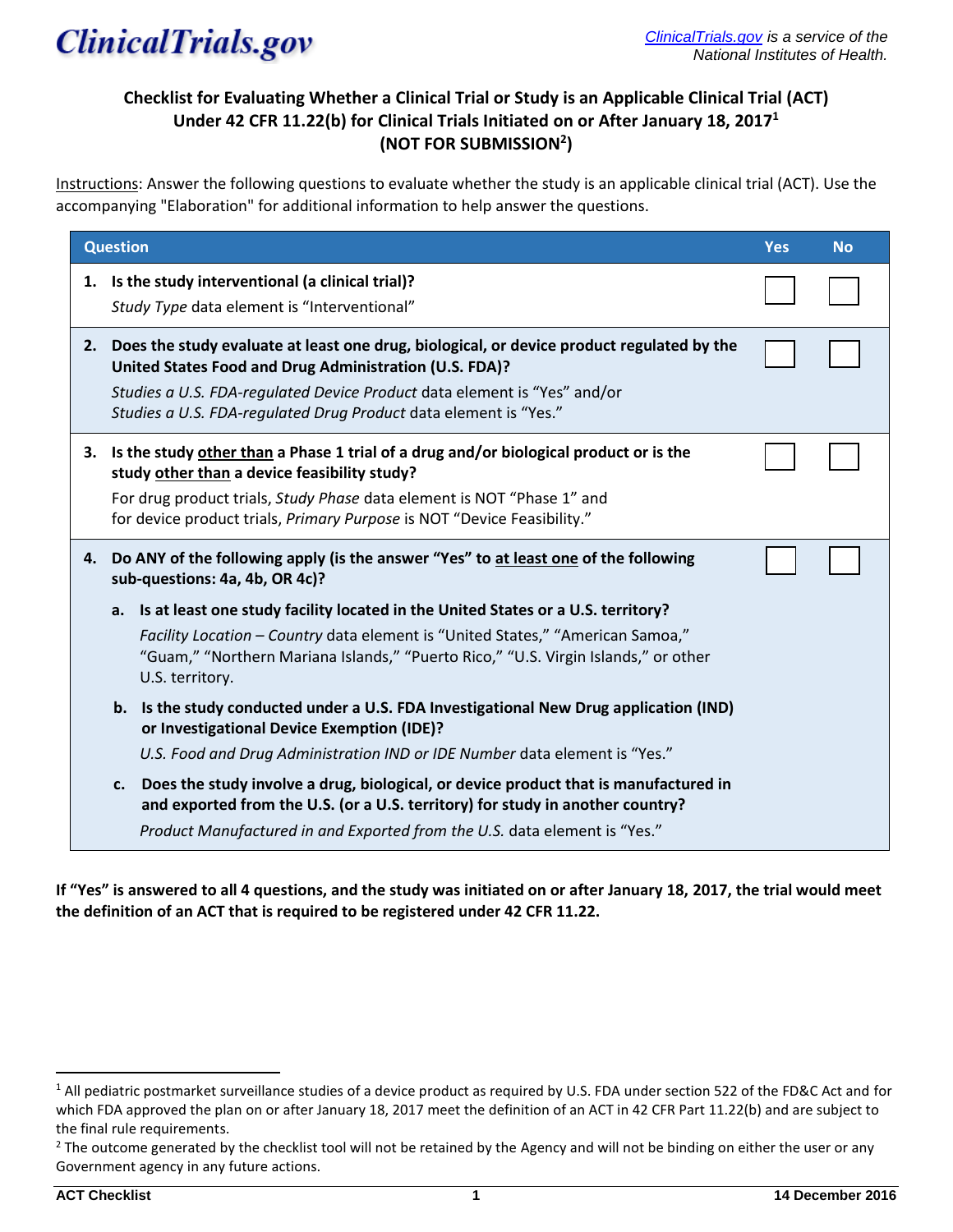ClinicalTrials.gov

*ClinicalTrials.gov is a service of the National Institutes of Health.*

# Checklist for Evaluating Whether a Clinical Trial or Study is an Applicable Clinical Trial (ACT) Under 42 CFR 11.22(b) for Clinical Trials Initiated on or After January 18, 2017[1] (NOT FOR SUBMISSION[2])

Instructions: Answer the following questions to evaluate whether the study is an applicable clinical trial (ACT). Use the accompanying "Elaboration" for additional information to help answer the questions.

| Question | Yes | No |
|---|---|---|
| **1. Is the study interventional (a clinical trial)?**<br>*Study Type* data element is "Interventional" | ☐ | ☐ |
| **2. Does the study evaluate at least one drug, biological, or device product regulated by the United States Food and Drug Administration (U.S. FDA)?**<br>*Studies a U.S. FDA-regulated Device Product* data element is "Yes" and/or *Studies a U.S. FDA-regulated Drug Product* data element is "Yes." | ☐ | ☐ |
| **3. Is the study other than a Phase 1 trial of a drug and/or biological product or is the study other than a device feasibility study?**<br>For drug product trials, *Study Phase* data element is NOT "Phase 1" and for device product trials, *Primary Purpose* is NOT "Device Feasibility." | ☐ | ☐ |
| **4. Do ANY of the following apply (is the answer "Yes" to at least one of the following sub-questions: 4a, 4b, OR 4c)?**<br>**a. Is at least one study facility located in the United States or a U.S. territory?**<br>*Facility Location – Country* data element is "United States," "American Samoa," "Guam," "Northern Mariana Islands," "Puerto Rico," "U.S. Virgin Islands," or other U.S. territory.<br>**b. Is the study conducted under a U.S. FDA Investigational New Drug application (IND) or Investigational Device Exemption (IDE)?**<br>*U.S. Food and Drug Administration IND or IDE Number* data element is "Yes."<br>**c. Does the study involve a drug, biological, or device product that is manufactured in and exported from the U.S. (or a U.S. territory) for study in another country?**<br>*Product Manufactured in and Exported from the U.S.* data element is "Yes." | ☐ | ☐ |

**If "Yes" is answered to all 4 questions, and the study was initiated on or after January 18, 2017, the trial would meet the definition of an ACT that is required to be registered under 42 CFR 11.22.**

---

[1] All pediatric postmarket surveillance studies of a device product as required by U.S. FDA under section 522 of the FD&C Act and for which FDA approved the plan on or after January 18, 2017 meet the definition of an ACT in 42 CFR Part 11.22(b) and are subject to the final rule requirements.

[2] The outcome generated by the checklist tool will not be retained by the Agency and will not be binding on either the user or any Government agency in any future actions.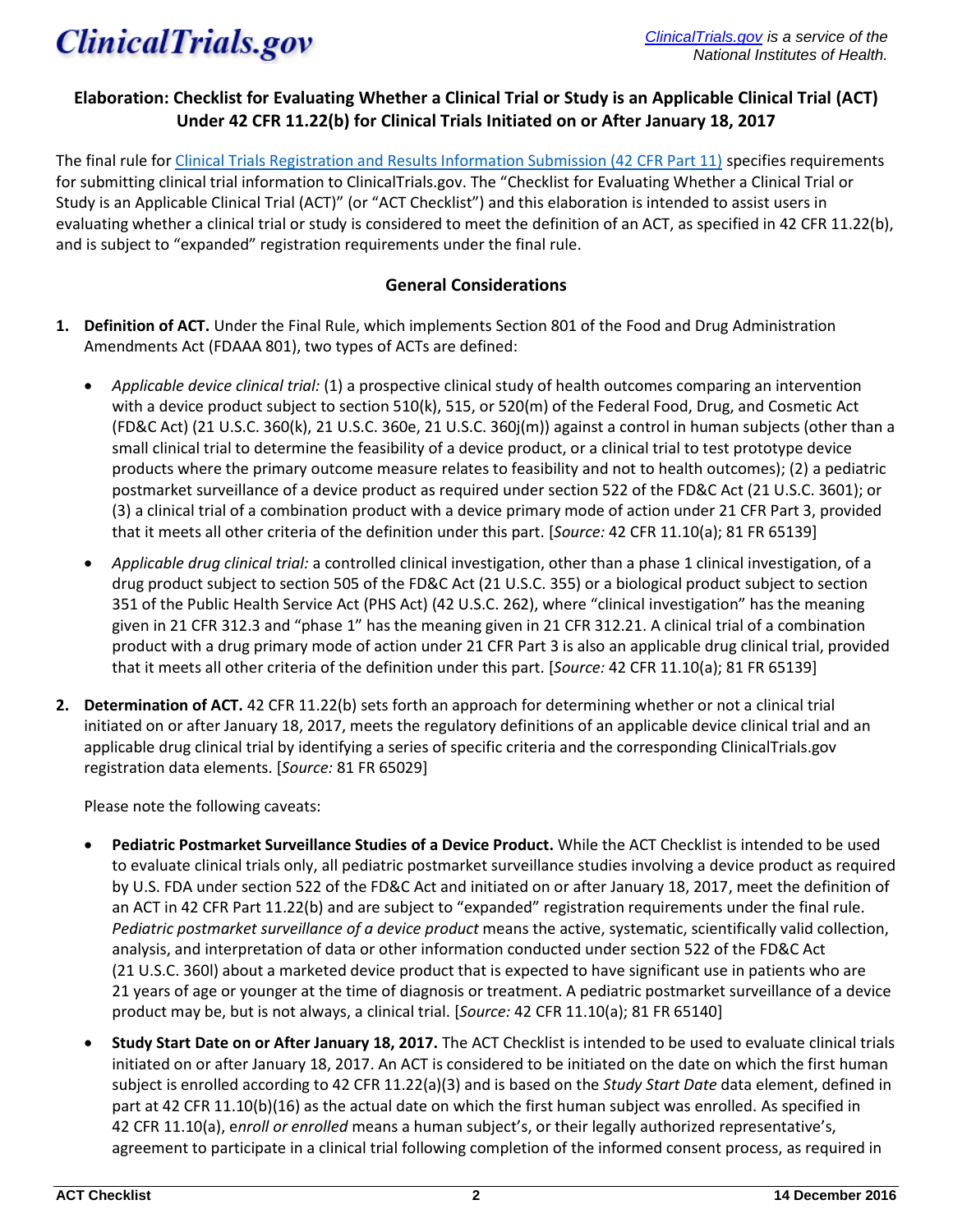## Elaboration: Checklist for Evaluating Whether a Clinical Trial or Study is an Applicable Clinical Trial (ACT) Under 42 CFR 11.22(b) for Clinical Trials Initiated on or After January 18, 2017

The final rule for Clinical Trials Registration and Results Information Submission (42 CFR Part 11) specifies requirements for submitting clinical trial information to ClinicalTrials.gov. The "Checklist for Evaluating Whether a Clinical Trial or Study is an Applicable Clinical Trial (ACT)" (or "ACT Checklist") and this elaboration is intended to assist users in evaluating whether a clinical trial or study is considered to meet the definition of an ACT, as specified in 42 CFR 11.22(b), and is subject to "expanded" registration requirements under the final rule.

### General Considerations

1. **Definition of ACT.** Under the Final Rule, which implements Section 801 of the Food and Drug Administration Amendments Act (FDAAA 801), two types of ACTs are defined:

   - *Applicable device clinical trial:* (1) a prospective clinical study of health outcomes comparing an intervention with a device product subject to section 510(k), 515, or 520(m) of the Federal Food, Drug, and Cosmetic Act (FD&C Act) (21 U.S.C. 360(k), 21 U.S.C. 360e, 21 U.S.C. 360j(m)) against a control in human subjects (other than a small clinical trial to determine the feasibility of a device product, or a clinical trial to test prototype device products where the primary outcome measure relates to feasibility and not to health outcomes); (2) a pediatric postmarket surveillance of a device product as required under section 522 of the FD&C Act (21 U.S.C. 360l); or (3) a clinical trial of a combination product with a device primary mode of action under 21 CFR Part 3, provided that it meets all other criteria of the definition under this part. [*Source:* 42 CFR 11.10(a); 81 FR 65139]

   - *Applicable drug clinical trial:* a controlled clinical investigation, other than a phase 1 clinical investigation, of a drug product subject to section 505 of the FD&C Act (21 U.S.C. 355) or a biological product subject to section 351 of the Public Health Service Act (PHS Act) (42 U.S.C. 262), where "clinical investigation" has the meaning given in 21 CFR 312.3 and "phase 1" has the meaning given in 21 CFR 312.21. A clinical trial of a combination product with a drug primary mode of action under 21 CFR Part 3 is also an applicable drug clinical trial, provided that it meets all other criteria of the definition under this part. [*Source:* 42 CFR 11.10(a); 81 FR 65139]

2. **Determination of ACT.** 42 CFR 11.22(b) sets forth an approach for determining whether or not a clinical trial initiated on or after January 18, 2017, meets the regulatory definitions of an applicable device clinical trial and an applicable drug clinical trial by identifying a series of specific criteria and the corresponding ClinicalTrials.gov registration data elements. [*Source:* 81 FR 65029]

   Please note the following caveats:

   - **Pediatric Postmarket Surveillance Studies of a Device Product.** While the ACT Checklist is intended to be used to evaluate clinical trials only, all pediatric postmarket surveillance studies involving a device product as required by U.S. FDA under section 522 of the FD&C Act and initiated on or after January 18, 2017, meet the definition of an ACT in 42 CFR Part 11.22(b) and are subject to "expanded" registration requirements under the final rule. *Pediatric postmarket surveillance of a device product* means the active, systematic, scientifically valid collection, analysis, and interpretation of data or other information conducted under section 522 of the FD&C Act (21 U.S.C. 360l) about a marketed device product that is expected to have significant use in patients who are 21 years of age or younger at the time of diagnosis or treatment. A pediatric postmarket surveillance of a device product may be, but is not always, a clinical trial. [*Source:* 42 CFR 11.10(a); 81 FR 65140]

   - **Study Start Date on or After January 18, 2017.** The ACT Checklist is intended to be used to evaluate clinical trials initiated on or after January 18, 2017. An ACT is considered to be initiated on the date on which the first human subject is enrolled according to 42 CFR 11.22(a)(3) and is based on the *Study Start Date* data element, defined in part at 42 CFR 11.10(b)(16) as the actual date on which the first human subject was enrolled. As specified in 42 CFR 11.10(a), e*nroll or enrolled* means a human subject's, or their legally authorized representative's, agreement to participate in a clinical trial following completion of the informed consent process, as required in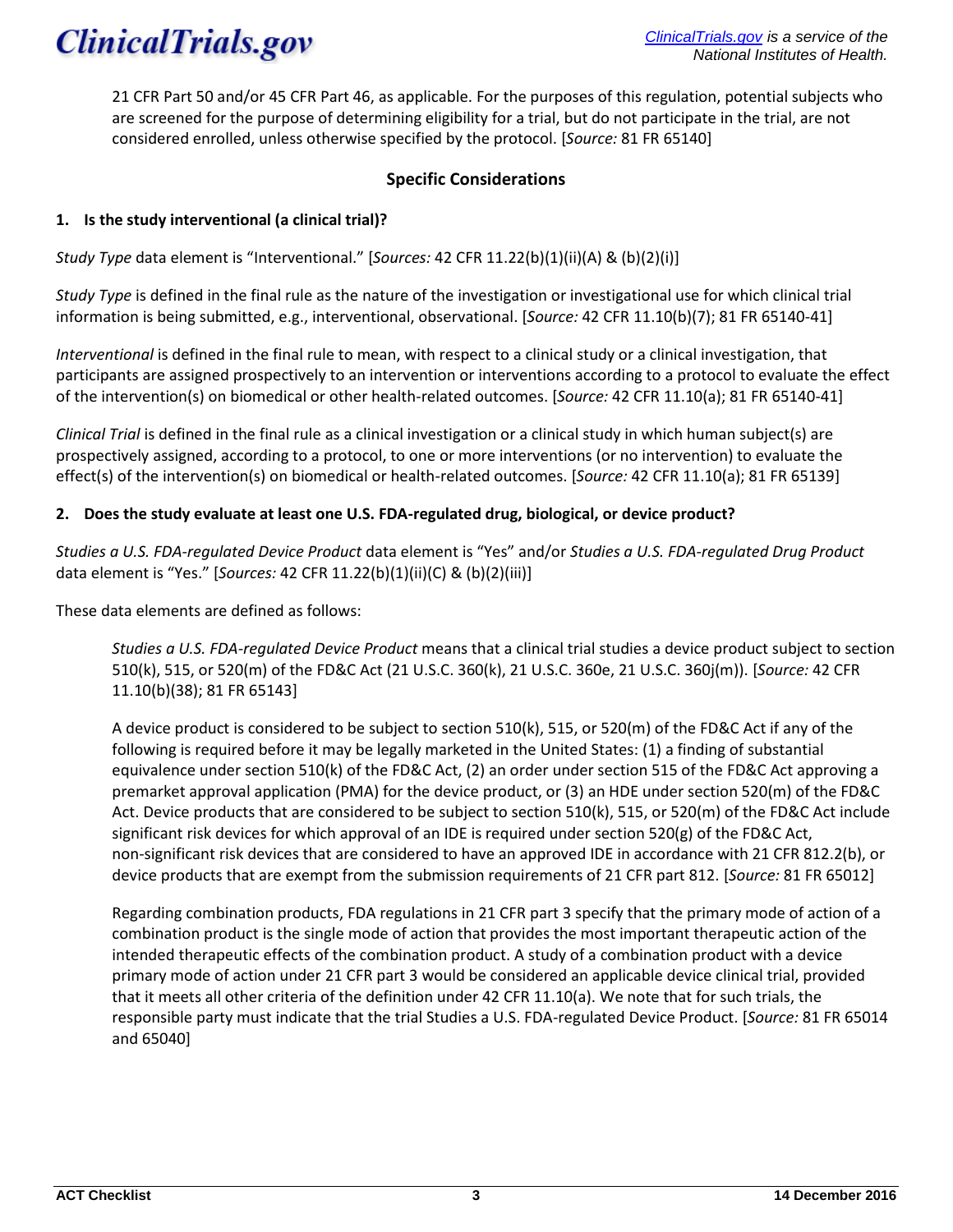21 CFR Part 50 and/or 45 CFR Part 46, as applicable. For the purposes of this regulation, potential subjects who are screened for the purpose of determining eligibility for a trial, but do not participate in the trial, are not considered enrolled, unless otherwise specified by the protocol. [*Source:* 81 FR 65140]

## Specific Considerations

### 1. Is the study interventional (a clinical trial)?

*Study Type* data element is "Interventional." [*Sources:* 42 CFR 11.22(b)(1)(ii)(A) & (b)(2)(i)]

*Study Type* is defined in the final rule as the nature of the investigation or investigational use for which clinical trial information is being submitted, e.g., interventional, observational. [*Source:* 42 CFR 11.10(b)(7); 81 FR 65140-41]

*Interventional* is defined in the final rule to mean, with respect to a clinical study or a clinical investigation, that participants are assigned prospectively to an intervention or interventions according to a protocol to evaluate the effect of the intervention(s) on biomedical or other health-related outcomes. [*Source:* 42 CFR 11.10(a); 81 FR 65140-41]

*Clinical Trial* is defined in the final rule as a clinical investigation or a clinical study in which human subject(s) are prospectively assigned, according to a protocol, to one or more interventions (or no intervention) to evaluate the effect(s) of the intervention(s) on biomedical or health-related outcomes. [*Source:* 42 CFR 11.10(a); 81 FR 65139]

### 2. Does the study evaluate at least one U.S. FDA-regulated drug, biological, or device product?

*Studies a U.S. FDA-regulated Device Product* data element is "Yes" and/or *Studies a U.S. FDA-regulated Drug Product* data element is "Yes." [*Sources:* 42 CFR 11.22(b)(1)(ii)(C) & (b)(2)(iii)]

These data elements are defined as follows:

> *Studies a U.S. FDA-regulated Device Product* means that a clinical trial studies a device product subject to section 510(k), 515, or 520(m) of the FD&C Act (21 U.S.C. 360(k), 21 U.S.C. 360e, 21 U.S.C. 360j(m)). [*Source:* 42 CFR 11.10(b)(38); 81 FR 65143]
>
> A device product is considered to be subject to section 510(k), 515, or 520(m) of the FD&C Act if any of the following is required before it may be legally marketed in the United States: (1) a finding of substantial equivalence under section 510(k) of the FD&C Act, (2) an order under section 515 of the FD&C Act approving a premarket approval application (PMA) for the device product, or (3) an HDE under section 520(m) of the FD&C Act. Device products that are considered to be subject to section 510(k), 515, or 520(m) of the FD&C Act include significant risk devices for which approval of an IDE is required under section 520(g) of the FD&C Act, non-significant risk devices that are considered to have an approved IDE in accordance with 21 CFR 812.2(b), or device products that are exempt from the submission requirements of 21 CFR part 812. [*Source:* 81 FR 65012]
>
> Regarding combination products, FDA regulations in 21 CFR part 3 specify that the primary mode of action of a combination product is the single mode of action that provides the most important therapeutic action of the intended therapeutic effects of the combination product. A study of a combination product with a device primary mode of action under 21 CFR part 3 would be considered an applicable device clinical trial, provided that it meets all other criteria of the definition under 42 CFR 11.10(a). We note that for such trials, the responsible party must indicate that the trial Studies a U.S. FDA-regulated Device Product. [*Source:* 81 FR 65014 and 65040]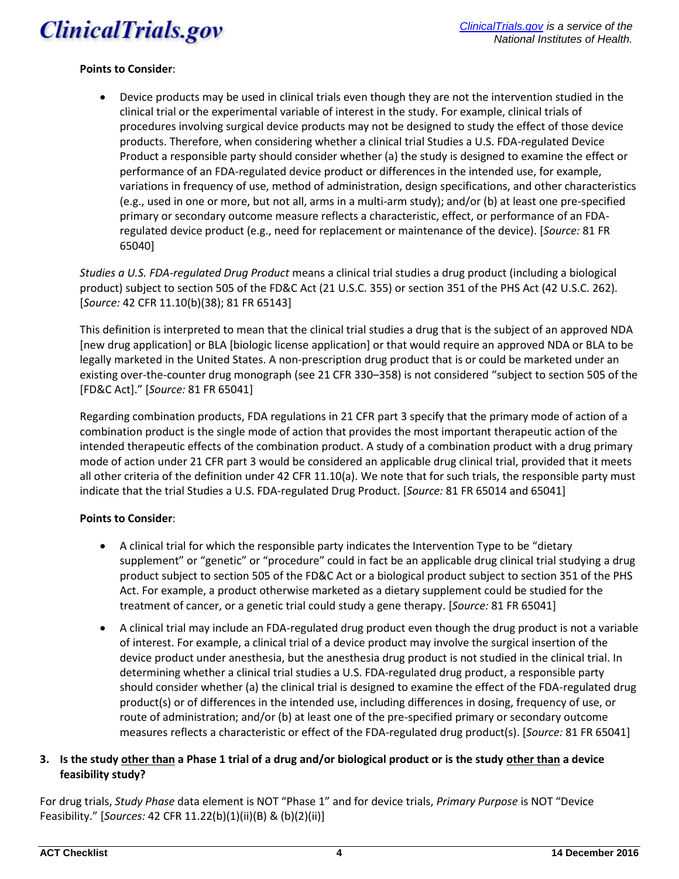**Points to Consider**:

- Device products may be used in clinical trials even though they are not the intervention studied in the clinical trial or the experimental variable of interest in the study. For example, clinical trials of procedures involving surgical device products may not be designed to study the effect of those device products. Therefore, when considering whether a clinical trial Studies a U.S. FDA-regulated Device Product a responsible party should consider whether (a) the study is designed to examine the effect or performance of an FDA-regulated device product or differences in the intended use, for example, variations in frequency of use, method of administration, design specifications, and other characteristics (e.g., used in one or more, but not all, arms in a multi-arm study); and/or (b) at least one pre-specified primary or secondary outcome measure reflects a characteristic, effect, or performance of an FDA-regulated device product (e.g., need for replacement or maintenance of the device). [*Source:* 81 FR 65040]

*Studies a U.S. FDA-regulated Drug Product* means a clinical trial studies a drug product (including a biological product) subject to section 505 of the FD&C Act (21 U.S.C. 355) or section 351 of the PHS Act (42 U.S.C. 262). [*Source:* 42 CFR 11.10(b)(38); 81 FR 65143]

This definition is interpreted to mean that the clinical trial studies a drug that is the subject of an approved NDA [new drug application] or BLA [biologic license application] or that would require an approved NDA or BLA to be legally marketed in the United States. A non-prescription drug product that is or could be marketed under an existing over-the-counter drug monograph (see 21 CFR 330–358) is not considered "subject to section 505 of the [FD&C Act]." [*Source:* 81 FR 65041]

Regarding combination products, FDA regulations in 21 CFR part 3 specify that the primary mode of action of a combination product is the single mode of action that provides the most important therapeutic action of the intended therapeutic effects of the combination product. A study of a combination product with a drug primary mode of action under 21 CFR part 3 would be considered an applicable drug clinical trial, provided that it meets all other criteria of the definition under 42 CFR 11.10(a). We note that for such trials, the responsible party must indicate that the trial Studies a U.S. FDA-regulated Drug Product. [*Source:* 81 FR 65014 and 65041]

**Points to Consider**:

- A clinical trial for which the responsible party indicates the Intervention Type to be "dietary supplement" or "genetic" or "procedure" could in fact be an applicable drug clinical trial studying a drug product subject to section 505 of the FD&C Act or a biological product subject to section 351 of the PHS Act. For example, a product otherwise marketed as a dietary supplement could be studied for the treatment of cancer, or a genetic trial could study a gene therapy. [*Source:* 81 FR 65041]
- A clinical trial may include an FDA-regulated drug product even though the drug product is not a variable of interest. For example, a clinical trial of a device product may involve the surgical insertion of the device product under anesthesia, but the anesthesia drug product is not studied in the clinical trial. In determining whether a clinical trial studies a U.S. FDA-regulated drug product, a responsible party should consider whether (a) the clinical trial is designed to examine the effect of the FDA-regulated drug product(s) or of differences in the intended use, including differences in dosing, frequency of use, or route of administration; and/or (b) at least one of the pre-specified primary or secondary outcome measures reflects a characteristic or effect of the FDA-regulated drug product(s). [*Source:* 81 FR 65041]

### 3. Is the study <u>other than</u> a Phase 1 trial of a drug and/or biological product or is the study <u>other than</u> a device feasibility study?

For drug trials, *Study Phase* data element is NOT "Phase 1" and for device trials, *Primary Purpose* is NOT "Device Feasibility." [*Sources:* 42 CFR 11.22(b)(1)(ii)(B) & (b)(2)(ii)]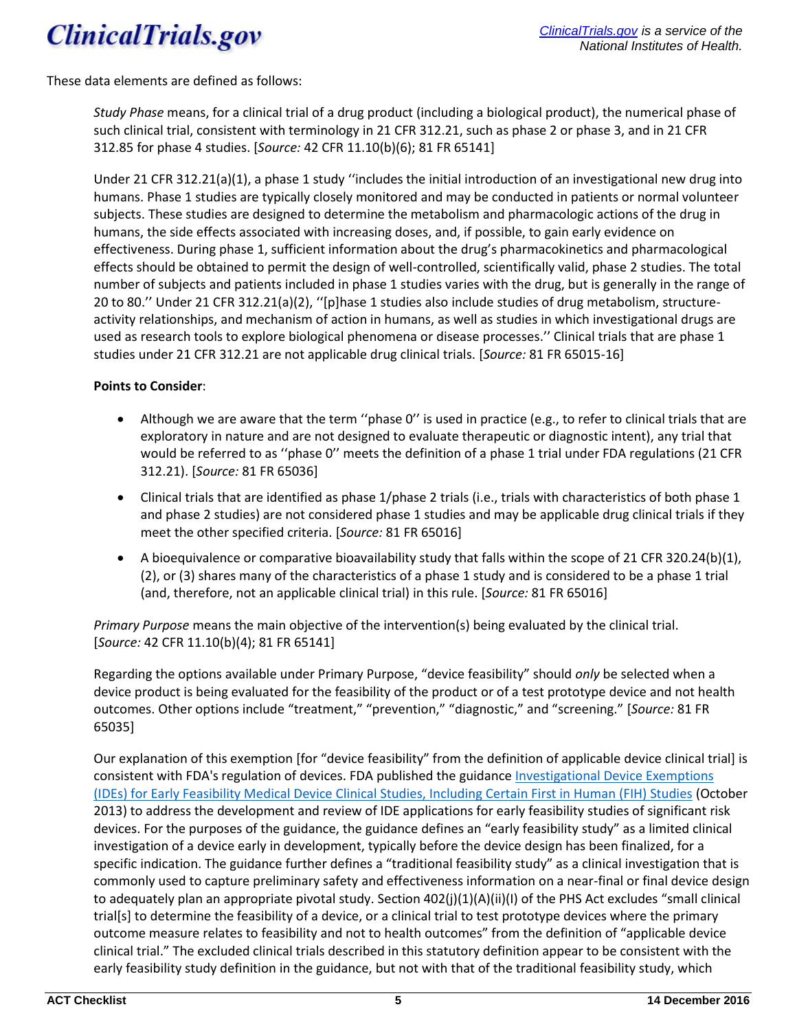These data elements are defined as follows:

*Study Phase* means, for a clinical trial of a drug product (including a biological product), the numerical phase of such clinical trial, consistent with terminology in 21 CFR 312.21, such as phase 2 or phase 3, and in 21 CFR 312.85 for phase 4 studies. [*Source:* 42 CFR 11.10(b)(6); 81 FR 65141]

Under 21 CFR 312.21(a)(1), a phase 1 study ''includes the initial introduction of an investigational new drug into humans. Phase 1 studies are typically closely monitored and may be conducted in patients or normal volunteer subjects. These studies are designed to determine the metabolism and pharmacologic actions of the drug in humans, the side effects associated with increasing doses, and, if possible, to gain early evidence on effectiveness. During phase 1, sufficient information about the drug's pharmacokinetics and pharmacological effects should be obtained to permit the design of well-controlled, scientifically valid, phase 2 studies. The total number of subjects and patients included in phase 1 studies varies with the drug, but is generally in the range of 20 to 80.'' Under 21 CFR 312.21(a)(2), ''[p]hase 1 studies also include studies of drug metabolism, structure-activity relationships, and mechanism of action in humans, as well as studies in which investigational drugs are used as research tools to explore biological phenomena or disease processes.'' Clinical trials that are phase 1 studies under 21 CFR 312.21 are not applicable drug clinical trials. [*Source:* 81 FR 65015-16]

**Points to Consider**:

- Although we are aware that the term ''phase 0'' is used in practice (e.g., to refer to clinical trials that are exploratory in nature and are not designed to evaluate therapeutic or diagnostic intent), any trial that would be referred to as ''phase 0'' meets the definition of a phase 1 trial under FDA regulations (21 CFR 312.21). [*Source:* 81 FR 65036]
- Clinical trials that are identified as phase 1/phase 2 trials (i.e., trials with characteristics of both phase 1 and phase 2 studies) are not considered phase 1 studies and may be applicable drug clinical trials if they meet the other specified criteria. [*Source:* 81 FR 65016]
- A bioequivalence or comparative bioavailability study that falls within the scope of 21 CFR 320.24(b)(1), (2), or (3) shares many of the characteristics of a phase 1 study and is considered to be a phase 1 trial (and, therefore, not an applicable clinical trial) in this rule. [*Source:* 81 FR 65016]

*Primary Purpose* means the main objective of the intervention(s) being evaluated by the clinical trial. [*Source:* 42 CFR 11.10(b)(4); 81 FR 65141]

Regarding the options available under Primary Purpose, "device feasibility" should *only* be selected when a device product is being evaluated for the feasibility of the product or of a test prototype device and not health outcomes. Other options include "treatment," "prevention," "diagnostic," and "screening." [*Source:* 81 FR 65035]

Our explanation of this exemption [for "device feasibility" from the definition of applicable device clinical trial] is consistent with FDA's regulation of devices. FDA published the guidance Investigational Device Exemptions (IDEs) for Early Feasibility Medical Device Clinical Studies, Including Certain First in Human (FIH) Studies (October 2013) to address the development and review of IDE applications for early feasibility studies of significant risk devices. For the purposes of the guidance, the guidance defines an "early feasibility study" as a limited clinical investigation of a device early in development, typically before the device design has been finalized, for a specific indication. The guidance further defines a "traditional feasibility study" as a clinical investigation that is commonly used to capture preliminary safety and effectiveness information on a near-final or final device design to adequately plan an appropriate pivotal study. Section 402(j)(1)(A)(ii)(I) of the PHS Act excludes "small clinical trial[s] to determine the feasibility of a device, or a clinical trial to test prototype devices where the primary outcome measure relates to feasibility and not to health outcomes" from the definition of "applicable device clinical trial." The excluded clinical trials described in this statutory definition appear to be consistent with the early feasibility study definition in the guidance, but not with that of the traditional feasibility study, which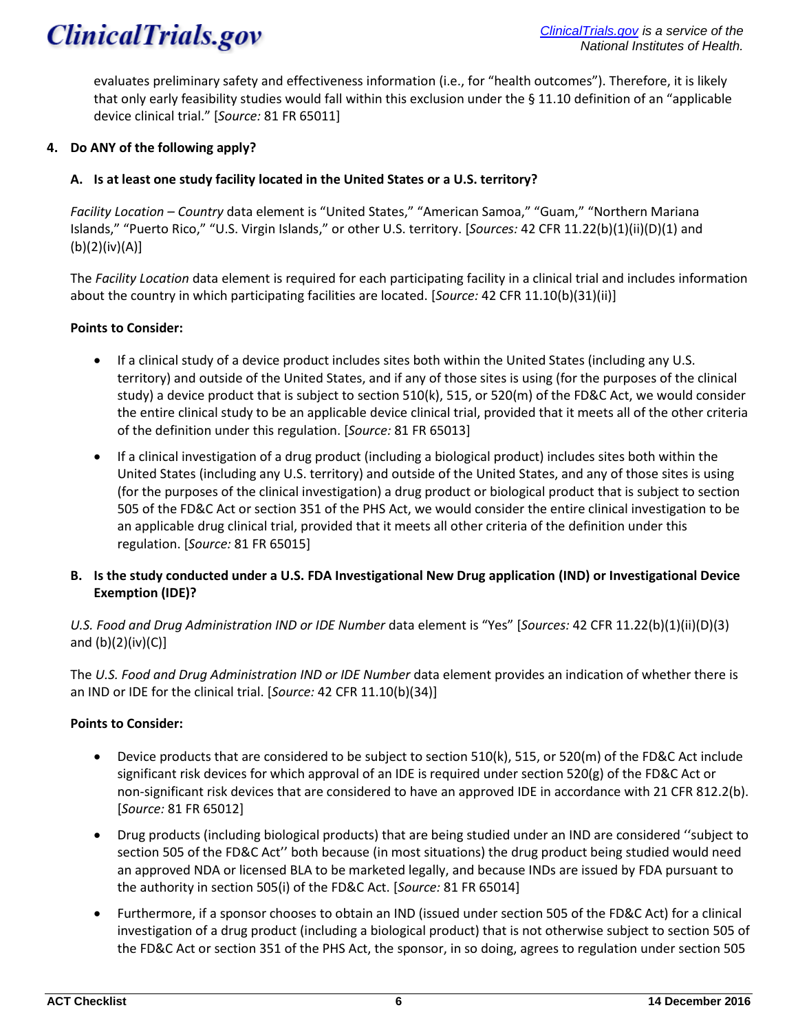evaluates preliminary safety and effectiveness information (i.e., for "health outcomes"). Therefore, it is likely that only early feasibility studies would fall within this exclusion under the § 11.10 definition of an "applicable device clinical trial." [*Source:* 81 FR 65011]

**4. Do ANY of the following apply?**

**A. Is at least one study facility located in the United States or a U.S. territory?**

*Facility Location – Country* data element is "United States," "American Samoa," "Guam," "Northern Mariana Islands," "Puerto Rico," "U.S. Virgin Islands," or other U.S. territory. [*Sources:* 42 CFR 11.22(b)(1)(ii)(D)(1) and (b)(2)(iv)(A)]

The *Facility Location* data element is required for each participating facility in a clinical trial and includes information about the country in which participating facilities are located. [*Source:* 42 CFR 11.10(b)(31)(ii)]

**Points to Consider:**

- If a clinical study of a device product includes sites both within the United States (including any U.S. territory) and outside of the United States, and if any of those sites is using (for the purposes of the clinical study) a device product that is subject to section 510(k), 515, or 520(m) of the FD&C Act, we would consider the entire clinical study to be an applicable device clinical trial, provided that it meets all of the other criteria of the definition under this regulation. [*Source:* 81 FR 65013]
- If a clinical investigation of a drug product (including a biological product) includes sites both within the United States (including any U.S. territory) and outside of the United States, and any of those sites is using (for the purposes of the clinical investigation) a drug product or biological product that is subject to section 505 of the FD&C Act or section 351 of the PHS Act, we would consider the entire clinical investigation to be an applicable drug clinical trial, provided that it meets all other criteria of the definition under this regulation. [*Source:* 81 FR 65015]

**B. Is the study conducted under a U.S. FDA Investigational New Drug application (IND) or Investigational Device Exemption (IDE)?**

*U.S. Food and Drug Administration IND or IDE Number* data element is "Yes" [*Sources:* 42 CFR 11.22(b)(1)(ii)(D)(3) and (b)(2)(iv)(C)]

The *U.S. Food and Drug Administration IND or IDE Number* data element provides an indication of whether there is an IND or IDE for the clinical trial. [*Source:* 42 CFR 11.10(b)(34)]

**Points to Consider:**

- Device products that are considered to be subject to section 510(k), 515, or 520(m) of the FD&C Act include significant risk devices for which approval of an IDE is required under section 520(g) of the FD&C Act or non-significant risk devices that are considered to have an approved IDE in accordance with 21 CFR 812.2(b). [*Source:* 81 FR 65012]
- Drug products (including biological products) that are being studied under an IND are considered ''subject to section 505 of the FD&C Act'' both because (in most situations) the drug product being studied would need an approved NDA or licensed BLA to be marketed legally, and because INDs are issued by FDA pursuant to the authority in section 505(i) of the FD&C Act. [*Source:* 81 FR 65014]
- Furthermore, if a sponsor chooses to obtain an IND (issued under section 505 of the FD&C Act) for a clinical investigation of a drug product (including a biological product) that is not otherwise subject to section 505 of the FD&C Act or section 351 of the PHS Act, the sponsor, in so doing, agrees to regulation under section 505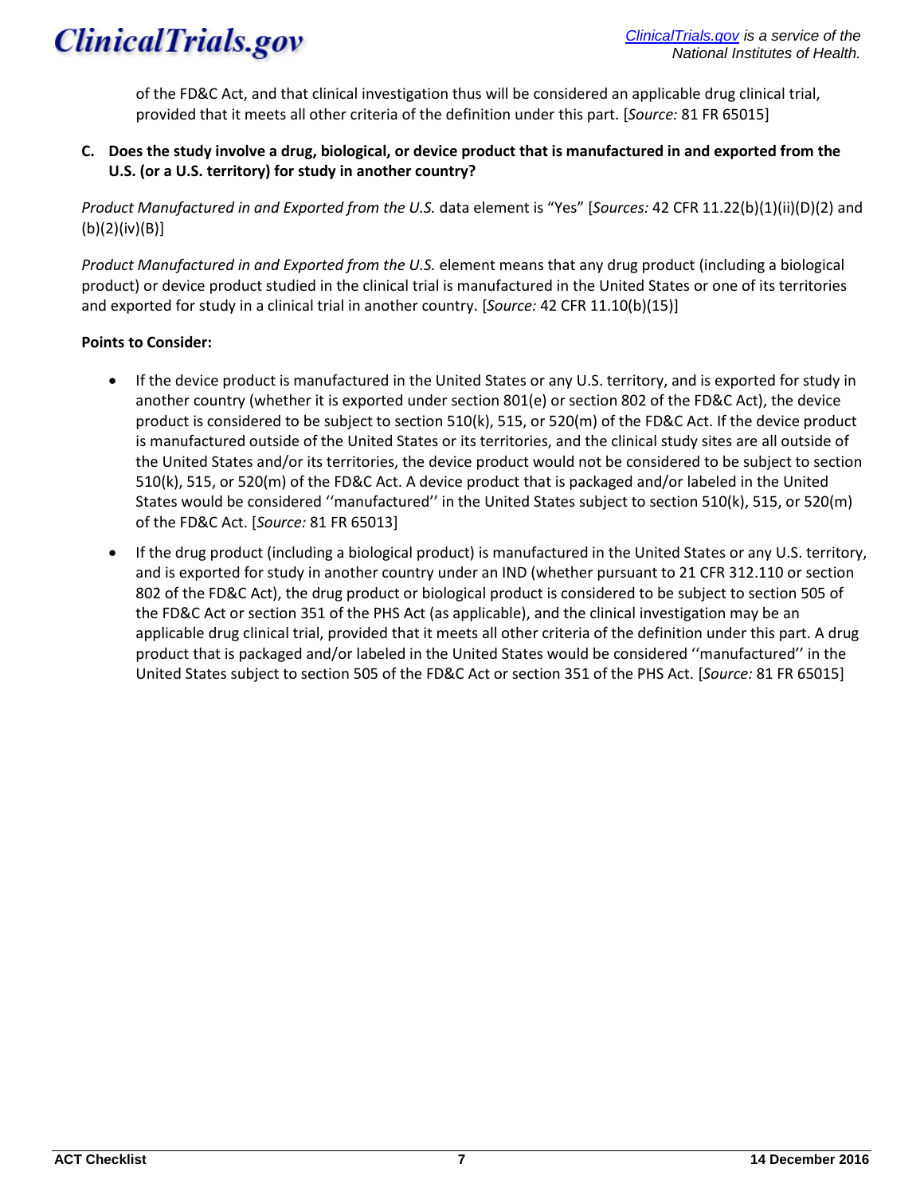of the FD&C Act, and that clinical investigation thus will be considered an applicable drug clinical trial, provided that it meets all other criteria of the definition under this part. [*Source:* 81 FR 65015]

**C. Does the study involve a drug, biological, or device product that is manufactured in and exported from the U.S. (or a U.S. territory) for study in another country?**

*Product Manufactured in and Exported from the U.S.* data element is "Yes" [*Sources:* 42 CFR 11.22(b)(1)(ii)(D)(2) and (b)(2)(iv)(B)]

*Product Manufactured in and Exported from the U.S.* element means that any drug product (including a biological product) or device product studied in the clinical trial is manufactured in the United States or one of its territories and exported for study in a clinical trial in another country. [*Source:* 42 CFR 11.10(b)(15)]

**Points to Consider:**

- If the device product is manufactured in the United States or any U.S. territory, and is exported for study in another country (whether it is exported under section 801(e) or section 802 of the FD&C Act), the device product is considered to be subject to section 510(k), 515, or 520(m) of the FD&C Act. If the device product is manufactured outside of the United States or its territories, and the clinical study sites are all outside of the United States and/or its territories, the device product would not be considered to be subject to section 510(k), 515, or 520(m) of the FD&C Act. A device product that is packaged and/or labeled in the United States would be considered ''manufactured'' in the United States subject to section 510(k), 515, or 520(m) of the FD&C Act. [*Source:* 81 FR 65013]
- If the drug product (including a biological product) is manufactured in the United States or any U.S. territory, and is exported for study in another country under an IND (whether pursuant to 21 CFR 312.110 or section 802 of the FD&C Act), the drug product or biological product is considered to be subject to section 505 of the FD&C Act or section 351 of the PHS Act (as applicable), and the clinical investigation may be an applicable drug clinical trial, provided that it meets all other criteria of the definition under this part. A drug product that is packaged and/or labeled in the United States would be considered ''manufactured'' in the United States subject to section 505 of the FD&C Act or section 351 of the PHS Act. [*Source:* 81 FR 65015]